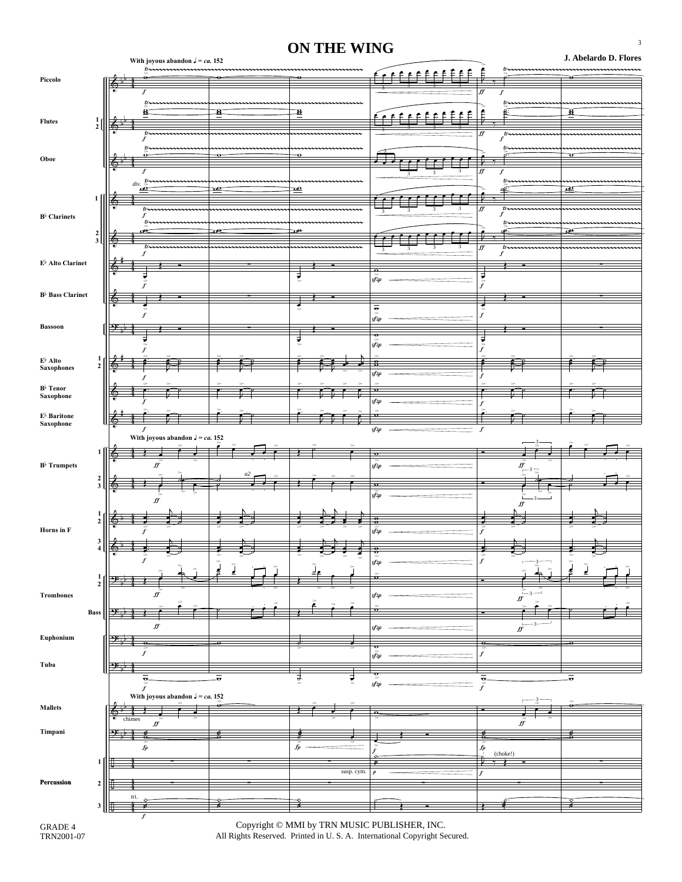# ON THE WING

J. Abelardo D. Flores

With joyous abandon ♩ = ca. 152

GRADE 4
TRN2001-07

Copyright © MMI by TRN MUSIC PUBLISHER, INC.
All Rights Reserved. Printed in U. S. A. International Copyright Secured.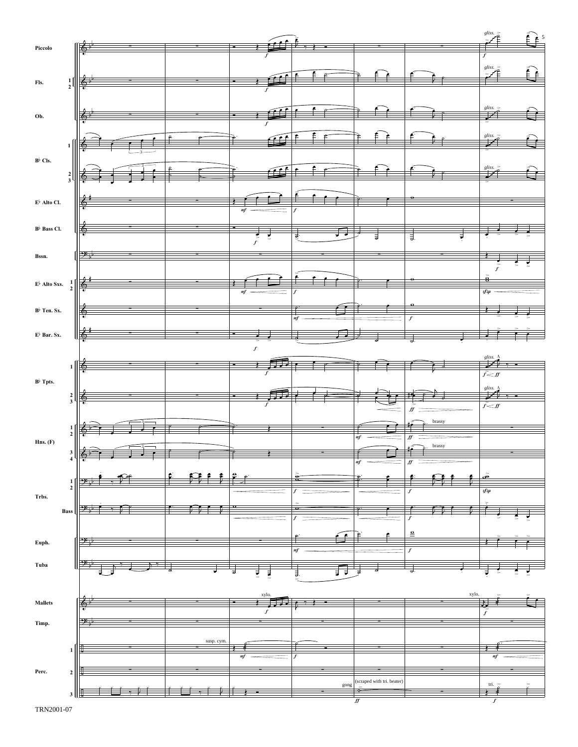Piccolo

Fls. 1 2

Ob.

B♭ Cls. 1 2 3

E♭ Alto Cl.

B♭ Bass Cl.

Bssn.

E♭ Alto Sxs. 1 2

B♭ Ten. Sx.

E♭ Bar. Sx.

B♭ Tpts. 1 2 3

Hns. (F) 1 2 3 4

Trbs. 1 2 Bass

Euph.

Tuba

Mallets

Timp.

Perc. 1 2 3

gliss.

brassy

xylo.

susp. cym.

gong

(scraped with tri. beater)

tri.

TRN2001-07